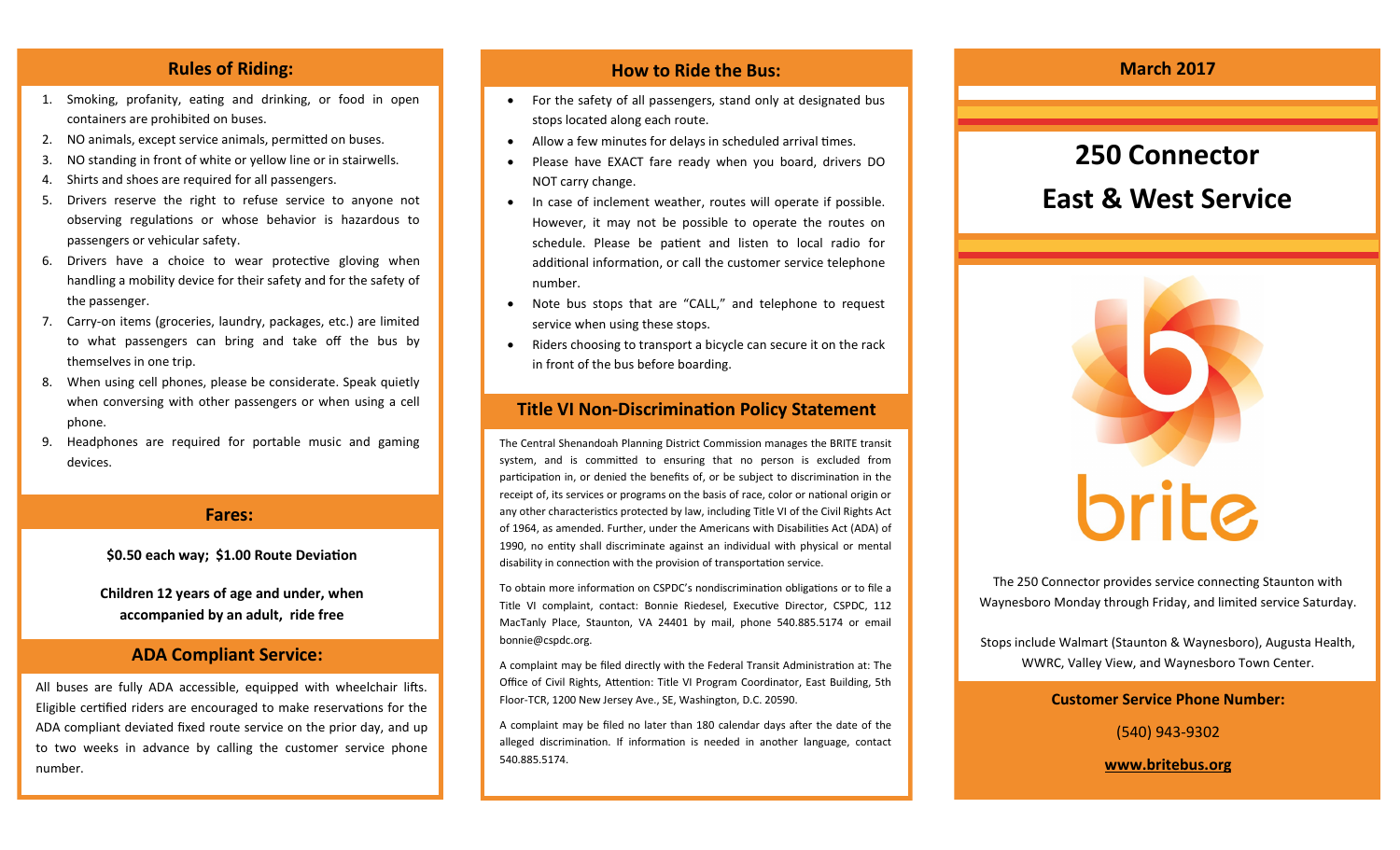## Rules of Riding:

1. Smoking, profanity, eating and drinking, or food in open containers are prohibited on buses.
2. NO animals, except service animals, permitted on buses.
3. NO standing in front of white or yellow line or in stairwells.
4. Shirts and shoes are required for all passengers.
5. Drivers reserve the right to refuse service to anyone not observing regulations or whose behavior is hazardous to passengers or vehicular safety.
6. Drivers have a choice to wear protective gloving when handling a mobility device for their safety and for the safety of the passenger.
7. Carry-on items (groceries, laundry, packages, etc.) are limited to what passengers can bring and take off the bus by themselves in one trip.
8. When using cell phones, please be considerate. Speak quietly when conversing with other passengers or when using a cell phone.
9. Headphones are required for portable music and gaming devices.

## Fares:

**$0.50 each way; $1.00 Route Deviation**

**Children 12 years of age and under, when accompanied by an adult, ride free**

## ADA Compliant Service:

All buses are fully ADA accessible, equipped with wheelchair lifts. Eligible certified riders are encouraged to make reservations for the ADA compliant deviated fixed route service on the prior day, and up to two weeks in advance by calling the customer service phone number.

## How to Ride the Bus:

- For the safety of all passengers, stand only at designated bus stops located along each route.
- Allow a few minutes for delays in scheduled arrival times.
- Please have EXACT fare ready when you board, drivers DO NOT carry change.
- In case of inclement weather, routes will operate if possible. However, it may not be possible to operate the routes on schedule. Please be patient and listen to local radio for additional information, or call the customer service telephone number.
- Note bus stops that are "CALL," and telephone to request service when using these stops.
- Riders choosing to transport a bicycle can secure it on the rack in front of the bus before boarding.

## Title VI Non-Discrimination Policy Statement

The Central Shenandoah Planning District Commission manages the BRITE transit system, and is committed to ensuring that no person is excluded from participation in, or denied the benefits of, or be subject to discrimination in the receipt of, its services or programs on the basis of race, color or national origin or any other characteristics protected by law, including Title VI of the Civil Rights Act of 1964, as amended. Further, under the Americans with Disabilities Act (ADA) of 1990, no entity shall discriminate against an individual with physical or mental disability in connection with the provision of transportation service.

To obtain more information on CSPDC's nondiscrimination obligations or to file a Title VI complaint, contact: Bonnie Riedesel, Executive Director, CSPDC, 112 MacTanly Place, Staunton, VA 24401 by mail, phone 540.885.5174 or email bonnie@cspdc.org.

A complaint may be filed directly with the Federal Transit Administration at: The Office of Civil Rights, Attention: Title VI Program Coordinator, East Building, 5th Floor-TCR, 1200 New Jersey Ave., SE, Washington, D.C. 20590.

A complaint may be filed no later than 180 calendar days after the date of the alleged discrimination. If information is needed in another language, contact 540.885.5174.

**March 2017**

# 250 Connector
# East & West Service

brite

The 250 Connector provides service connecting Staunton with Waynesboro Monday through Friday, and limited service Saturday.

Stops include Walmart (Staunton & Waynesboro), Augusta Health, WWRC, Valley View, and Waynesboro Town Center.

**Customer Service Phone Number:**

(540) 943-9302

**www.britebus.org**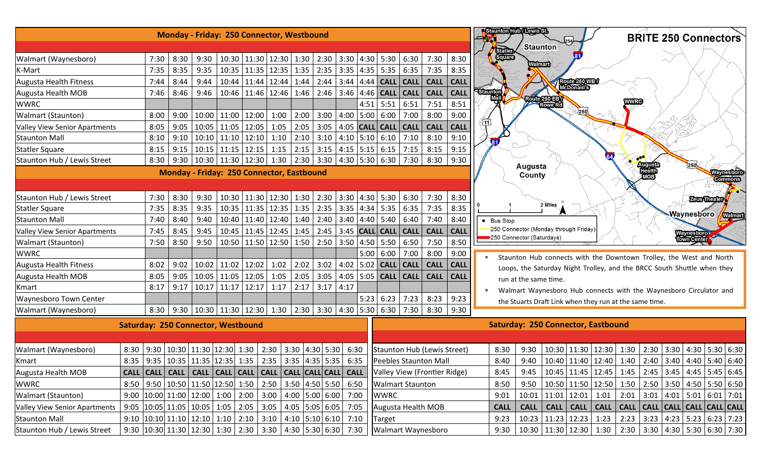## Monday - Friday: 250 Connector, Westbound

| | | | | | | | | | | | | | | |
|---|---|---|---|---|---|---|---|---|---|---|---|---|---|---|
| Walmart (Waynesboro) | 7:30 | 8:30 | 9:30 | 10:30 | 11:30 | 12:30 | 1:30 | 2:30 | 3:30 | 4:30 | 5:30 | 6:30 | 7:30 | 8:30 |
| K-Mart | 7:35 | 8:35 | 9:35 | 10:35 | 11:35 | 12:35 | 1:35 | 2:35 | 3:35 | 4:35 | 5:35 | 6:35 | 7:35 | 8:35 |
| Augusta Health Fitness | 7:44 | 8:44 | 9:44 | 10:44 | 11:44 | 12:44 | 1:44 | 2:44 | 3:44 | 4:44 | CALL | CALL | CALL | CALL |
| Augusta Health MOB | 7:46 | 8:46 | 9:46 | 10:46 | 11:46 | 12:46 | 1:46 | 2:46 | 3:46 | 4:46 | CALL | CALL | CALL | CALL |
| WWRC | | | | | | | | | | 4:51 | 5:51 | 6:51 | 7:51 | 8:51 |
| Walmart (Staunton) | 8:00 | 9:00 | 10:00 | 11:00 | 12:00 | 1:00 | 2:00 | 3:00 | 4:00 | 5:00 | 6:00 | 7:00 | 8:00 | 9:00 |
| Valley View Senior Apartments | 8:05 | 9:05 | 10:05 | 11:05 | 12:05 | 1:05 | 2:05 | 3:05 | 4:05 | CALL | CALL | CALL | CALL | CALL |
| Staunton Mall | 8:10 | 9:10 | 10:10 | 11:10 | 12:10 | 1:10 | 2:10 | 3:10 | 4:10 | 5:10 | 6:10 | 7:10 | 8:10 | 9:10 |
| Statler Square | 8:15 | 9:15 | 10:15 | 11:15 | 12:15 | 1:15 | 2:15 | 3:15 | 4:15 | 5:15 | 6:15 | 7:15 | 8:15 | 9:15 |
| Staunton Hub / Lewis Street | 8:30 | 9:30 | 10:30 | 11:30 | 12:30 | 1:30 | 2:30 | 3:30 | 4:30 | 5:30 | 6:30 | 7:30 | 8:30 | 9:30 |

## Monday - Friday: 250 Connector, Eastbound

| | | | | | | | | | | | | | | |
|---|---|---|---|---|---|---|---|---|---|---|---|---|---|---|
| Staunton Hub / Lewis Street | 7:30 | 8:30 | 9:30 | 10:30 | 11:30 | 12:30 | 1:30 | 2:30 | 3:30 | 4:30 | 5:30 | 6:30 | 7:30 | 8:30 |
| Statler Square | 7:35 | 8:35 | 9:35 | 10:35 | 11:35 | 12:35 | 1:35 | 2:35 | 3:35 | 4:34 | 5:35 | 6:35 | 7:35 | 8:35 |
| Staunton Mall | 7:40 | 8:40 | 9:40 | 10:40 | 11:40 | 12:40 | 1:40 | 2:40 | 3:40 | 4:40 | 5:40 | 6:40 | 7:40 | 8:40 |
| Valley View Senior Apartments | 7:45 | 8:45 | 9:45 | 10:45 | 11:45 | 12:45 | 1:45 | 2:45 | 3:45 | CALL | CALL | CALL | CALL | CALL |
| Walmart (Staunton) | 7:50 | 8:50 | 9:50 | 10:50 | 11:50 | 12:50 | 1:50 | 2:50 | 3:50 | 4:50 | 5:50 | 6:50 | 7:50 | 8:50 |
| WWRC | | | | | | | | | | 5:00 | 6:00 | 7:00 | 8:00 | 9:00 |
| Augusta Health Fitness | 8:02 | 9:02 | 10:02 | 11:02 | 12:02 | 1:02 | 2:02 | 3:02 | 4:02 | 5:02 | CALL | CALL | CALL | CALL |
| Augusta Health MOB | 8:05 | 9:05 | 10:05 | 11:05 | 12:05 | 1:05 | 2:05 | 3:05 | 4:05 | 5:05 | CALL | CALL | CALL | CALL |
| Kmart | 8:17 | 9:17 | 10:17 | 11:17 | 12:17 | 1:17 | 2:17 | 3:17 | 4:17 | | | | | |
| Waynesboro Town Center | | | | | | | | | | 5:23 | 6:23 | 7:23 | 8:23 | 9:23 |
| Walmart (Waynesboro) | 8:30 | 9:30 | 10:30 | 11:30 | 12:30 | 1:30 | 2:30 | 3:30 | 4:30 | 5:30 | 6:30 | 7:30 | 8:30 | 9:30 |

## BRITE 250 Connectors

Staunton Hub / Lewis St.
Staunton
Statler Square
Walmart
Route 250 WB / McDonald's
Staunton Mall
Route 250 EB / Rowe Rd
WWRC
Augusta County
Augusta Health MOB
Waynesboro Commons
Zeus Theater
Waynesboro
Walmart
Waynesboro Town Center
0 1 2 Miles

- Bus Stop
- 250 Connector (Monday through Friday)
- 250 Connector (Saturdays)

* Staunton Hub connects with the Downtown Trolley, the West and North Loops, the Saturday Night Trolley, and the BRCC South Shuttle when they run at the same time.
* Walmart Waynesboro Hub connects with the Waynesboro Circulator and the Stuarts Draft Link when they run at the same time.

## Saturday: 250 Connector, Westbound

| | | | | | | | | | | | |
|---|---|---|---|---|---|---|---|---|---|---|---|
| Walmart (Waynesboro) | 8:30 | 9:30 | 10:30 | 11:30 | 12:30 | 1:30 | 2:30 | 3:30 | 4:30 | 5:30 | 6:30 |
| Kmart | 8:35 | 9:35 | 10:35 | 11:35 | 12:35 | 1:35 | 2:35 | 3:35 | 4:35 | 5:35 | 6:35 |
| Augusta Health MOB | CALL | CALL | CALL | CALL | CALL | CALL | CALL | CALL | CALL | CALL | CALL |
| WWRC | 8:50 | 9:50 | 10:50 | 11:50 | 12:50 | 1:50 | 2:50 | 3:50 | 4:50 | 5:50 | 6:50 |
| Walmart (Staunton) | 9:00 | 10:00 | 11:00 | 12:00 | 1:00 | 2:00 | 3:00 | 4:00 | 5:00 | 6:00 | 7:00 |
| Valley View Senior Apartments | 9:05 | 10:05 | 11:05 | 10:05 | 1:05 | 2:05 | 3:05 | 4:05 | 5:05 | 6:05 | 7:05 |
| Staunton Mall | 9:10 | 10:10 | 11:10 | 12:10 | 1:10 | 2:10 | 3:10 | 4:10 | 5:10 | 6:10 | 7:10 |
| Staunton Hub / Lewis Street | 9:30 | 10:30 | 11:30 | 12:30 | 1:30 | 2:30 | 3:30 | 4:30 | 5:30 | 6:30 | 7:30 |

## Saturday: 250 Connector, Eastbound

| | | | | | | | | | | | |
|---|---|---|---|---|---|---|---|---|---|---|---|
| Staunton Hub (Lewis Street) | 8:30 | 9:30 | 10:30 | 11:30 | 12:30 | 1:30 | 2:30 | 3:30 | 4:30 | 5:30 | 6:30 |
| Peebles Staunton Mall | 8:40 | 9:40 | 10:40 | 11:40 | 12:40 | 1:40 | 2:40 | 3:40 | 4:40 | 5:40 | 6:40 |
| Valley View (Frontier Ridge) | 8:45 | 9:45 | 10:45 | 11:45 | 12:45 | 1:45 | 2:45 | 3:45 | 4:45 | 5:45 | 6:45 |
| Walmart Staunton | 8:50 | 9:50 | 10:50 | 11:50 | 12:50 | 1:50 | 2:50 | 3:50 | 4:50 | 5:50 | 6:50 |
| WWRC | 9:01 | 10:01 | 11:01 | 12:01 | 1:01 | 2:01 | 3:01 | 4:01 | 5:01 | 6:01 | 7:01 |
| Augusta Health MOB | CALL | CALL | CALL | CALL | CALL | CALL | CALL | CALL | CALL | CALL | CALL |
| Target | 9:23 | 10:23 | 11:23 | 12:23 | 1:23 | 2:23 | 3:23 | 4:23 | 5:23 | 6:23 | 7:23 |
| Walmart Waynesboro | 9:30 | 10:30 | 11:30 | 12:30 | 1:30 | 2:30 | 3:30 | 4:30 | 5:30 | 6:30 | 7:30 |